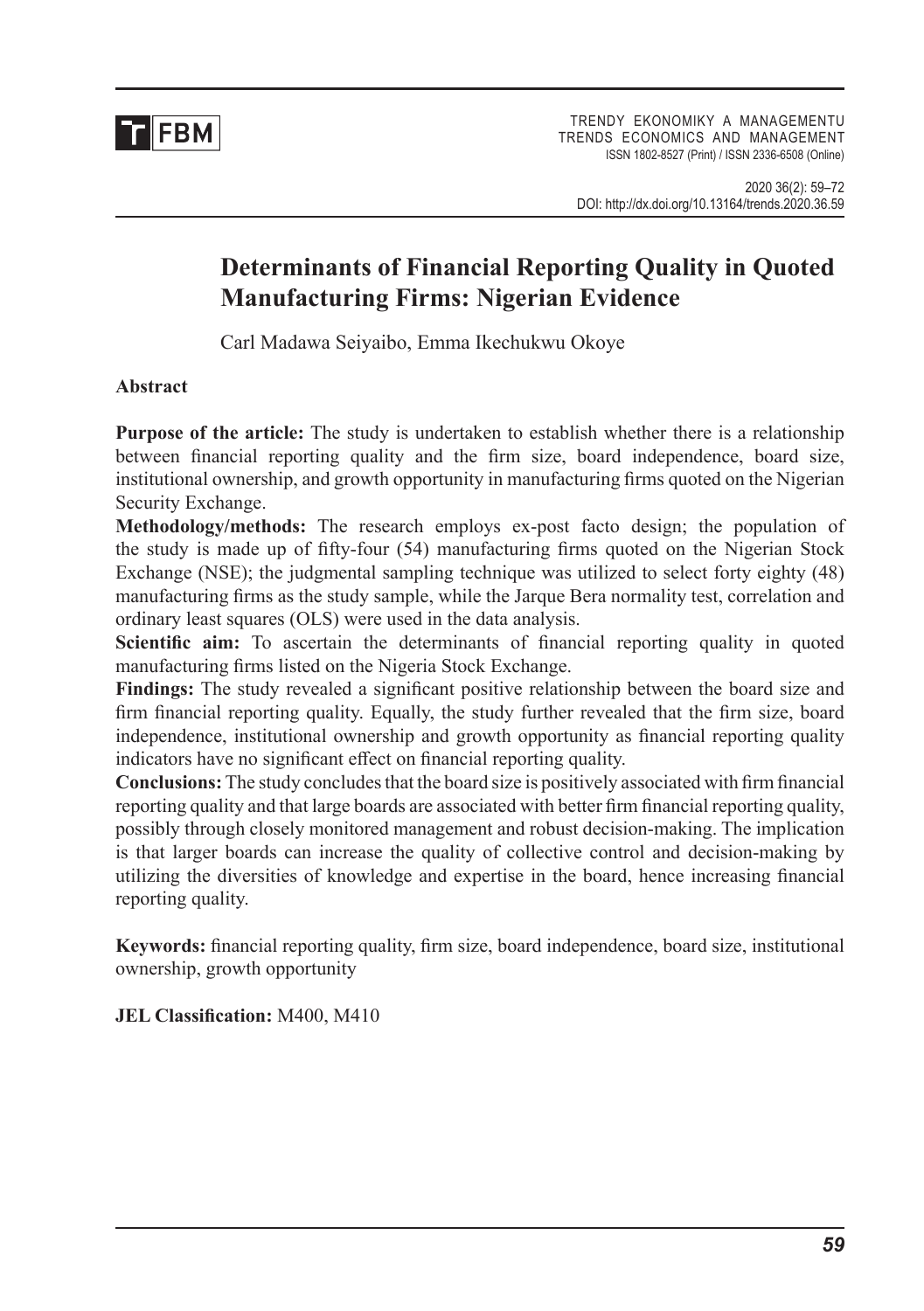# Determinants of Financial Reporting Quality in Quoted Manufacturing Firms: Nigerian Evidence

Carl Madawa Seiyaibo, Emma Ikechukwu Okoye

**Abstract**

**Purpose of the article:** The study is undertaken to establish whether there is a relationship between financial reporting quality and the firm size, board independence, board size, institutional ownership, and growth opportunity in manufacturing firms quoted on the Nigerian Security Exchange.

**Methodology/methods:** The research employs ex-post facto design; the population of the study is made up of fifty-four (54) manufacturing firms quoted on the Nigerian Stock Exchange (NSE); the judgmental sampling technique was utilized to select forty eighty (48) manufacturing firms as the study sample, while the Jarque Bera normality test, correlation and ordinary least squares (OLS) were used in the data analysis.

**Scientific aim:** To ascertain the determinants of financial reporting quality in quoted manufacturing firms listed on the Nigeria Stock Exchange.

**Findings:** The study revealed a significant positive relationship between the board size and firm financial reporting quality. Equally, the study further revealed that the firm size, board independence, institutional ownership and growth opportunity as financial reporting quality indicators have no significant effect on financial reporting quality.

**Conclusions:** The study concludes that the board size is positively associated with firm financial reporting quality and that large boards are associated with better firm financial reporting quality, possibly through closely monitored management and robust decision-making. The implication is that larger boards can increase the quality of collective control and decision-making by utilizing the diversities of knowledge and expertise in the board, hence increasing financial reporting quality.

**Keywords:** financial reporting quality, firm size, board independence, board size, institutional ownership, growth opportunity

**JEL Classification:** M400, M410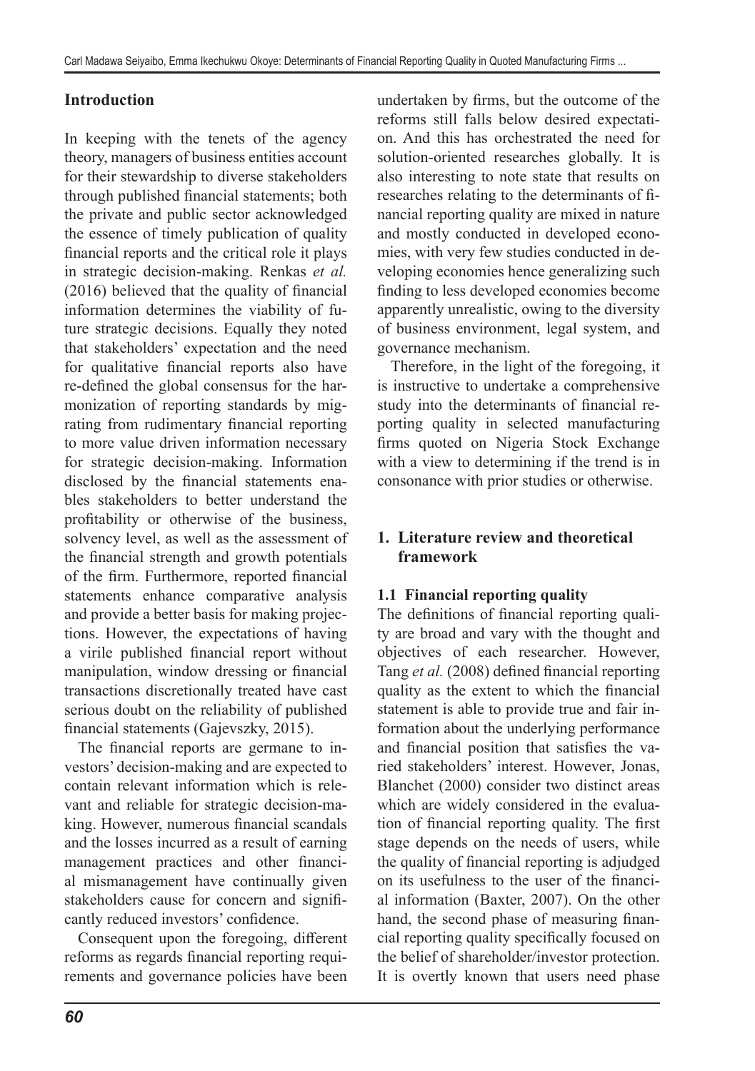## Introduction

In keeping with the tenets of the agency theory, managers of business entities account for their stewardship to diverse stakeholders through published financial statements; both the private and public sector acknowledged the essence of timely publication of quality financial reports and the critical role it plays in strategic decision-making. Renkas *et al.* (2016) believed that the quality of financial information determines the viability of future strategic decisions. Equally they noted that stakeholders' expectation and the need for qualitative financial reports also have re-defined the global consensus for the harmonization of reporting standards by migrating from rudimentary financial reporting to more value driven information necessary for strategic decision-making. Information disclosed by the financial statements enables stakeholders to better understand the profitability or otherwise of the business, solvency level, as well as the assessment of the financial strength and growth potentials of the firm. Furthermore, reported financial statements enhance comparative analysis and provide a better basis for making projections. However, the expectations of having a virile published financial report without manipulation, window dressing or financial transactions discretionally treated have cast serious doubt on the reliability of published financial statements (Gajevszky, 2015).

The financial reports are germane to investors' decision-making and are expected to contain relevant information which is relevant and reliable for strategic decision-making. However, numerous financial scandals and the losses incurred as a result of earning management practices and other financial mismanagement have continually given stakeholders cause for concern and significantly reduced investors' confidence.

Consequent upon the foregoing, different reforms as regards financial reporting requirements and governance policies have been undertaken by firms, but the outcome of the reforms still falls below desired expectation. And this has orchestrated the need for solution-oriented researches globally. It is also interesting to note state that results on researches relating to the determinants of financial reporting quality are mixed in nature and mostly conducted in developed economies, with very few studies conducted in developing economies hence generalizing such finding to less developed economies become apparently unrealistic, owing to the diversity of business environment, legal system, and governance mechanism.

Therefore, in the light of the foregoing, it is instructive to undertake a comprehensive study into the determinants of financial reporting quality in selected manufacturing firms quoted on Nigeria Stock Exchange with a view to determining if the trend is in consonance with prior studies or otherwise.

## 1. Literature review and theoretical framework

### 1.1 Financial reporting quality

The definitions of financial reporting quality are broad and vary with the thought and objectives of each researcher. However, Tang *et al.* (2008) defined financial reporting quality as the extent to which the financial statement is able to provide true and fair information about the underlying performance and financial position that satisfies the varied stakeholders' interest. However, Jonas, Blanchet (2000) consider two distinct areas which are widely considered in the evaluation of financial reporting quality. The first stage depends on the needs of users, while the quality of financial reporting is adjudged on its usefulness to the user of the financial information (Baxter, 2007). On the other hand, the second phase of measuring financial reporting quality specifically focused on the belief of shareholder/investor protection. It is overtly known that users need phase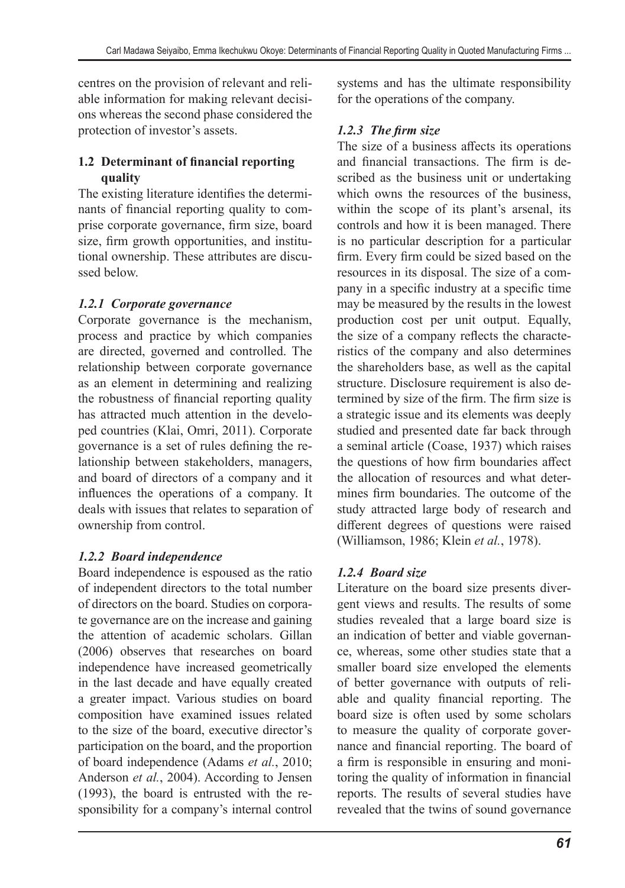centres on the provision of relevant and reliable information for making relevant decisions whereas the second phase considered the protection of investor's assets.

## 1.2 Determinant of financial reporting quality

The existing literature identifies the determinants of financial reporting quality to comprise corporate governance, firm size, board size, firm growth opportunities, and institutional ownership. These attributes are discussed below.

### *1.2.1 Corporate governance*

Corporate governance is the mechanism, process and practice by which companies are directed, governed and controlled. The relationship between corporate governance as an element in determining and realizing the robustness of financial reporting quality has attracted much attention in the developed countries (Klai, Omri, 2011). Corporate governance is a set of rules defining the relationship between stakeholders, managers, and board of directors of a company and it influences the operations of a company. It deals with issues that relates to separation of ownership from control.

### *1.2.2 Board independence*

Board independence is espoused as the ratio of independent directors to the total number of directors on the board. Studies on corporate governance are on the increase and gaining the attention of academic scholars. Gillan (2006) observes that researches on board independence have increased geometrically in the last decade and have equally created a greater impact. Various studies on board composition have examined issues related to the size of the board, executive director's participation on the board, and the proportion of board independence (Adams *et al.*, 2010; Anderson *et al.*, 2004). According to Jensen (1993), the board is entrusted with the responsibility for a company's internal control systems and has the ultimate responsibility for the operations of the company.

### *1.2.3 The firm size*

The size of a business affects its operations and financial transactions. The firm is described as the business unit or undertaking which owns the resources of the business, within the scope of its plant's arsenal, its controls and how it is been managed. There is no particular description for a particular firm. Every firm could be sized based on the resources in its disposal. The size of a company in a specific industry at a specific time may be measured by the results in the lowest production cost per unit output. Equally, the size of a company reflects the characteristics of the company and also determines the shareholders base, as well as the capital structure. Disclosure requirement is also determined by size of the firm. The firm size is a strategic issue and its elements was deeply studied and presented date far back through a seminal article (Coase, 1937) which raises the questions of how firm boundaries affect the allocation of resources and what determines firm boundaries. The outcome of the study attracted large body of research and different degrees of questions were raised (Williamson, 1986; Klein *et al.*, 1978).

### *1.2.4 Board size*

Literature on the board size presents divergent views and results. The results of some studies revealed that a large board size is an indication of better and viable governance, whereas, some other studies state that a smaller board size enveloped the elements of better governance with outputs of reliable and quality financial reporting. The board size is often used by some scholars to measure the quality of corporate governance and financial reporting. The board of a firm is responsible in ensuring and monitoring the quality of information in financial reports. The results of several studies have revealed that the twins of sound governance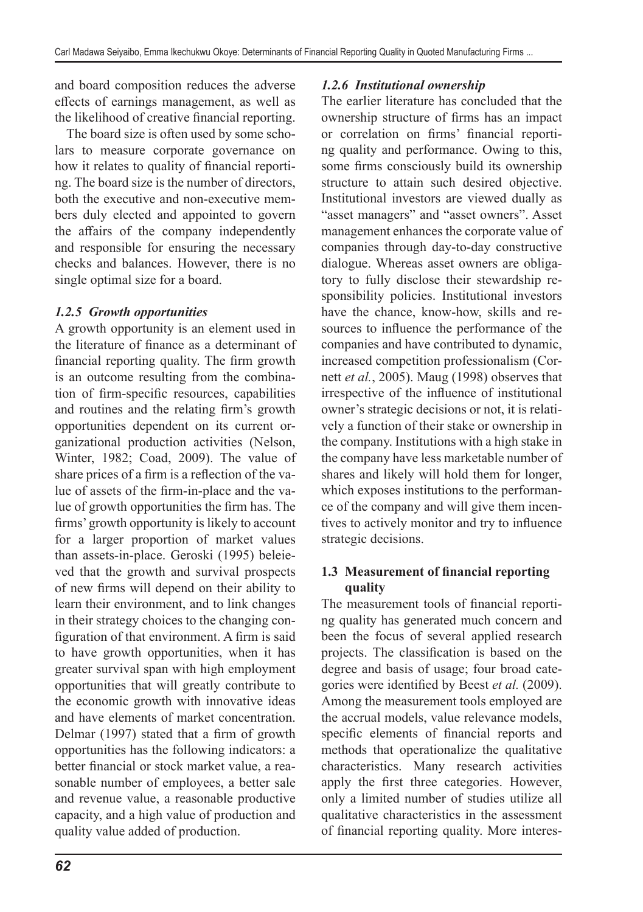and board composition reduces the adverse effects of earnings management, as well as the likelihood of creative financial reporting.

The board size is often used by some scholars to measure corporate governance on how it relates to quality of financial reporting. The board size is the number of directors, both the executive and non-executive members duly elected and appointed to govern the affairs of the company independently and responsible for ensuring the necessary checks and balances. However, there is no single optimal size for a board.

### *1.2.5 Growth opportunities*

A growth opportunity is an element used in the literature of finance as a determinant of financial reporting quality. The firm growth is an outcome resulting from the combination of firm-specific resources, capabilities and routines and the relating firm's growth opportunities dependent on its current organizational production activities (Nelson, Winter, 1982; Coad, 2009). The value of share prices of a firm is a reflection of the value of assets of the firm-in-place and the value of growth opportunities the firm has. The firms' growth opportunity is likely to account for a larger proportion of market values than assets-in-place. Geroski (1995) beleieved that the growth and survival prospects of new firms will depend on their ability to learn their environment, and to link changes in their strategy choices to the changing configuration of that environment. A firm is said to have growth opportunities, when it has greater survival span with high employment opportunities that will greatly contribute to the economic growth with innovative ideas and have elements of market concentration. Delmar (1997) stated that a firm of growth opportunities has the following indicators: a better financial or stock market value, a reasonable number of employees, a better sale and revenue value, a reasonable productive capacity, and a high value of production and quality value added of production.

### *1.2.6 Institutional ownership*

The earlier literature has concluded that the ownership structure of firms has an impact or correlation on firms' financial reporting quality and performance. Owing to this, some firms consciously build its ownership structure to attain such desired objective. Institutional investors are viewed dually as "asset managers" and "asset owners". Asset management enhances the corporate value of companies through day-to-day constructive dialogue. Whereas asset owners are obligatory to fully disclose their stewardship responsibility policies. Institutional investors have the chance, know-how, skills and resources to influence the performance of the companies and have contributed to dynamic, increased competition professionalism (Cornett *et al.*, 2005). Maug (1998) observes that irrespective of the influence of institutional owner's strategic decisions or not, it is relatively a function of their stake or ownership in the company. Institutions with a high stake in the company have less marketable number of shares and likely will hold them for longer, which exposes institutions to the performance of the company and will give them incentives to actively monitor and try to influence strategic decisions.

## 1.3 Measurement of financial reporting quality

The measurement tools of financial reporting quality has generated much concern and been the focus of several applied research projects. The classification is based on the degree and basis of usage; four broad categories were identified by Beest *et al.* (2009). Among the measurement tools employed are the accrual models, value relevance models, specific elements of financial reports and methods that operationalize the qualitative characteristics. Many research activities apply the first three categories. However, only a limited number of studies utilize all qualitative characteristics in the assessment of financial reporting quality. More interes-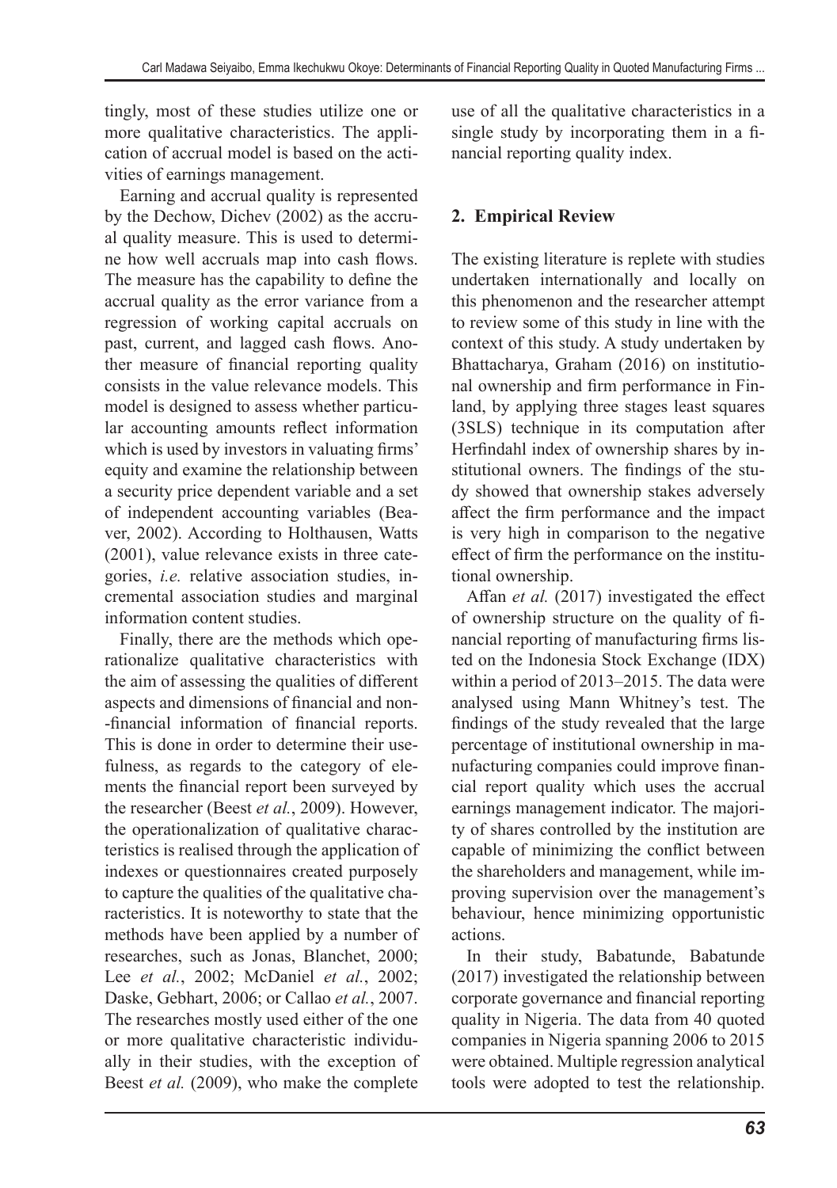tingly, most of these studies utilize one or more qualitative characteristics. The application of accrual model is based on the activities of earnings management.

Earning and accrual quality is represented by the Dechow, Dichev (2002) as the accrual quality measure. This is used to determine how well accruals map into cash flows. The measure has the capability to define the accrual quality as the error variance from a regression of working capital accruals on past, current, and lagged cash flows. Another measure of financial reporting quality consists in the value relevance models. This model is designed to assess whether particular accounting amounts reflect information which is used by investors in valuating firms' equity and examine the relationship between a security price dependent variable and a set of independent accounting variables (Beaver, 2002). According to Holthausen, Watts (2001), value relevance exists in three categories, *i.e.* relative association studies, incremental association studies and marginal information content studies.

Finally, there are the methods which operationalize qualitative characteristics with the aim of assessing the qualities of different aspects and dimensions of financial and non-financial information of financial reports. This is done in order to determine their usefulness, as regards to the category of elements the financial report been surveyed by the researcher (Beest *et al.*, 2009). However, the operationalization of qualitative characteristics is realised through the application of indexes or questionnaires created purposely to capture the qualities of the qualitative characteristics. It is noteworthy to state that the methods have been applied by a number of researches, such as Jonas, Blanchet, 2000; Lee *et al.*, 2002; McDaniel *et al.*, 2002; Daske, Gebhart, 2006; or Callao *et al.*, 2007. The researches mostly used either of the one or more qualitative characteristic individually in their studies, with the exception of Beest *et al.* (2009), who make the complete use of all the qualitative characteristics in a single study by incorporating them in a financial reporting quality index.

## 2. Empirical Review

The existing literature is replete with studies undertaken internationally and locally on this phenomenon and the researcher attempt to review some of this study in line with the context of this study. A study undertaken by Bhattacharya, Graham (2016) on institutional ownership and firm performance in Finland, by applying three stages least squares (3SLS) technique in its computation after Herfindahl index of ownership shares by institutional owners. The findings of the study showed that ownership stakes adversely affect the firm performance and the impact is very high in comparison to the negative effect of firm the performance on the institutional ownership.

Affan *et al.* (2017) investigated the effect of ownership structure on the quality of financial reporting of manufacturing firms listed on the Indonesia Stock Exchange (IDX) within a period of 2013–2015. The data were analysed using Mann Whitney's test. The findings of the study revealed that the large percentage of institutional ownership in manufacturing companies could improve financial report quality which uses the accrual earnings management indicator. The majority of shares controlled by the institution are capable of minimizing the conflict between the shareholders and management, while improving supervision over the management's behaviour, hence minimizing opportunistic actions.

In their study, Babatunde, Babatunde (2017) investigated the relationship between corporate governance and financial reporting quality in Nigeria. The data from 40 quoted companies in Nigeria spanning 2006 to 2015 were obtained. Multiple regression analytical tools were adopted to test the relationship.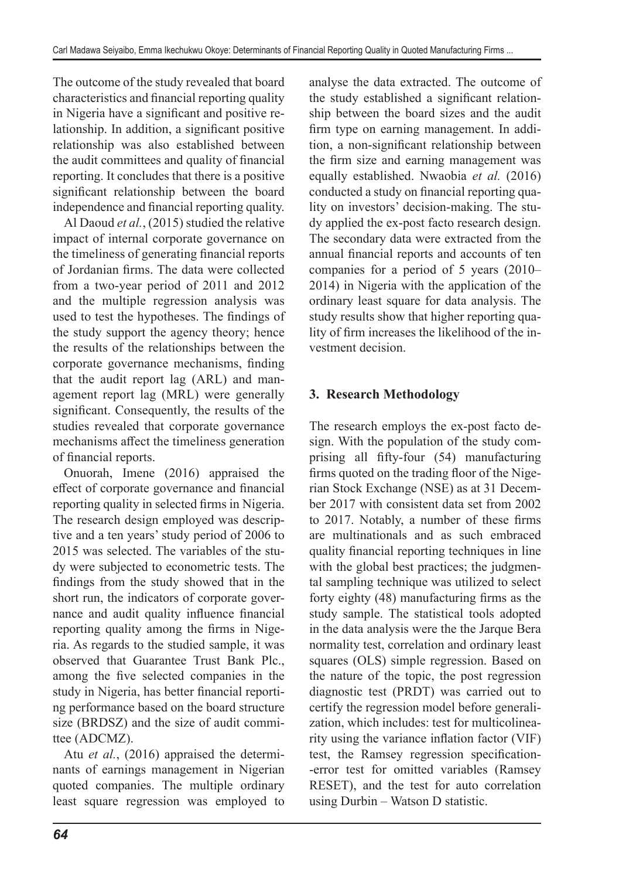The outcome of the study revealed that board characteristics and financial reporting quality in Nigeria have a significant and positive relationship. In addition, a significant positive relationship was also established between the audit committees and quality of financial reporting. It concludes that there is a positive significant relationship between the board independence and financial reporting quality.

Al Daoud *et al.*, (2015) studied the relative impact of internal corporate governance on the timeliness of generating financial reports of Jordanian firms. The data were collected from a two-year period of 2011 and 2012 and the multiple regression analysis was used to test the hypotheses. The findings of the study support the agency theory; hence the results of the relationships between the corporate governance mechanisms, finding that the audit report lag (ARL) and management report lag (MRL) were generally significant. Consequently, the results of the studies revealed that corporate governance mechanisms affect the timeliness generation of financial reports.

Onuorah, Imene (2016) appraised the effect of corporate governance and financial reporting quality in selected firms in Nigeria. The research design employed was descriptive and a ten years' study period of 2006 to 2015 was selected. The variables of the study were subjected to econometric tests. The findings from the study showed that in the short run, the indicators of corporate governance and audit quality influence financial reporting quality among the firms in Nigeria. As regards to the studied sample, it was observed that Guarantee Trust Bank Plc., among the five selected companies in the study in Nigeria, has better financial reporting performance based on the board structure size (BRDSZ) and the size of audit committee (ADCMZ).

Atu *et al.*, (2016) appraised the determinants of earnings management in Nigerian quoted companies. The multiple ordinary least square regression was employed to analyse the data extracted. The outcome of the study established a significant relationship between the board sizes and the audit firm type on earning management. In addition, a non-significant relationship between the firm size and earning management was equally established. Nwaobia *et al.* (2016) conducted a study on financial reporting quality on investors' decision-making. The study applied the ex-post facto research design. The secondary data were extracted from the annual financial reports and accounts of ten companies for a period of 5 years (2010–2014) in Nigeria with the application of the ordinary least square for data analysis. The study results show that higher reporting quality of firm increases the likelihood of the investment decision.

## 3. Research Methodology

The research employs the ex-post facto design. With the population of the study comprising all fifty-four (54) manufacturing firms quoted on the trading floor of the Nigerian Stock Exchange (NSE) as at 31 December 2017 with consistent data set from 2002 to 2017. Notably, a number of these firms are multinationals and as such embraced quality financial reporting techniques in line with the global best practices; the judgmental sampling technique was utilized to select forty eighty (48) manufacturing firms as the study sample. The statistical tools adopted in the data analysis were the the Jarque Bera normality test, correlation and ordinary least squares (OLS) simple regression. Based on the nature of the topic, the post regression diagnostic test (PRDT) was carried out to certify the regression model before generalization, which includes: test for multicolinearity using the variance inflation factor (VIF) test, the Ramsey regression specification--error test for omitted variables (Ramsey RESET), and the test for auto correlation using Durbin – Watson D statistic.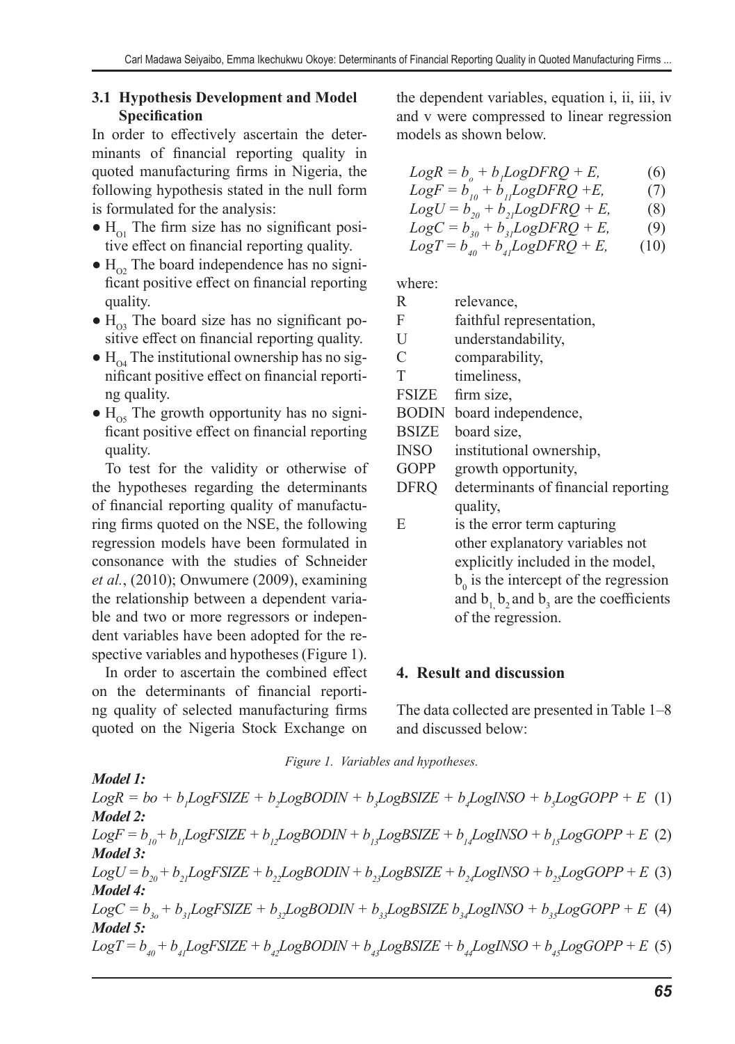### 3.1 Hypothesis Development and Model Specification

In order to effectively ascertain the determinants of financial reporting quality in quoted manufacturing firms in Nigeria, the following hypothesis stated in the null form is formulated for the analysis:

- $H_{O1}$ The firm size has no significant positive effect on financial reporting quality.
- $H_{O2}$ The board independence has no significant positive effect on financial reporting quality.
- $H_{O3}$ The board size has no significant positive effect on financial reporting quality.
- $H_{O4}$ The institutional ownership has no significant positive effect on financial reporting quality.
- $H_{O5}$ The growth opportunity has no significant positive effect on financial reporting quality.

To test for the validity or otherwise of the hypotheses regarding the determinants of financial reporting quality of manufacturing firms quoted on the NSE, the following regression models have been formulated in consonance with the studies of Schneider *et al.*, (2010); Onwumere (2009), examining the relationship between a dependent variable and two or more regressors or independent variables have been adopted for the respective variables and hypotheses (Figure 1).

In order to ascertain the combined effect on the determinants of financial reporting quality of selected manufacturing firms quoted on the Nigeria Stock Exchange on the dependent variables, equation i, ii, iii, iv and v were compressed to linear regression models as shown below.

$$LogR = b_o + b_1 LogDFRQ + E, \quad (6)$$
$$LogF = b_{10} + b_{11} LogDFRQ + E, \quad (7)$$
$$LogU = b_{20} + b_{21} LogDFRQ + E, \quad (8)$$
$$LogC = b_{30} + b_{31} LogDFRQ + E, \quad (9)$$
$$LogT = b_{40} + b_{41} LogDFRQ + E, \quad (10)$$

where:

| | |
|---|---|
| R | relevance, |
| F | faithful representation, |
| U | understandability, |
| C | comparability, |
| T | timeliness, |
| FSIZE | firm size, |
| BODIN | board independence, |
| BSIZE | board size, |
| INSO | institutional ownership, |
| GOPP | growth opportunity, |
| DFRQ | determinants of financial reporting quality, |
| E | is the error term capturing other explanatory variables not explicitly included in the model, $b_0$ is the intercept of the regression and $b_1$, $b_2$ and $b_3$ are the coefficients of the regression. |

## 4. Result and discussion

The data collected are presented in Table 1–8 and discussed below:

*Figure 1. Variables and hypotheses.*

***Model 1:***

$$LogR = bo + b_1 LogFSIZE + b_2 LogBODIN + b_3 LogBSIZE + b_4 LogINSO + b_5 LogGOPP + E \quad (1)$$

***Model 2:***

$$LogF = b_{10} + b_{11} LogFSIZE + b_{12} LogBODIN + b_{13} LogBSIZE + b_{14} LogINSO + b_{15} LogGOPP + E \quad (2)$$

***Model 3:***

$$LogU = b_{20} + b_{21} LogFSIZE + b_{22} LogBODIN + b_{23} LogBSIZE + b_{24} LogINSO + b_{25} LogGOPP + E \quad (3)$$

***Model 4:***

$$LogC = b_{3o} + b_{31} LogFSIZE + b_{32} LogBODIN + b_{33} LogBSIZE \; b_{34} LogINSO + b_{35} LogGOPP + E \quad (4)$$

***Model 5:***

$$LogT = b_{40} + b_{41} LogFSIZE + b_{42} LogBODIN + b_{43} LogBSIZE + b_{44} LogINSO + b_{45} LogGOPP + E \quad (5)$$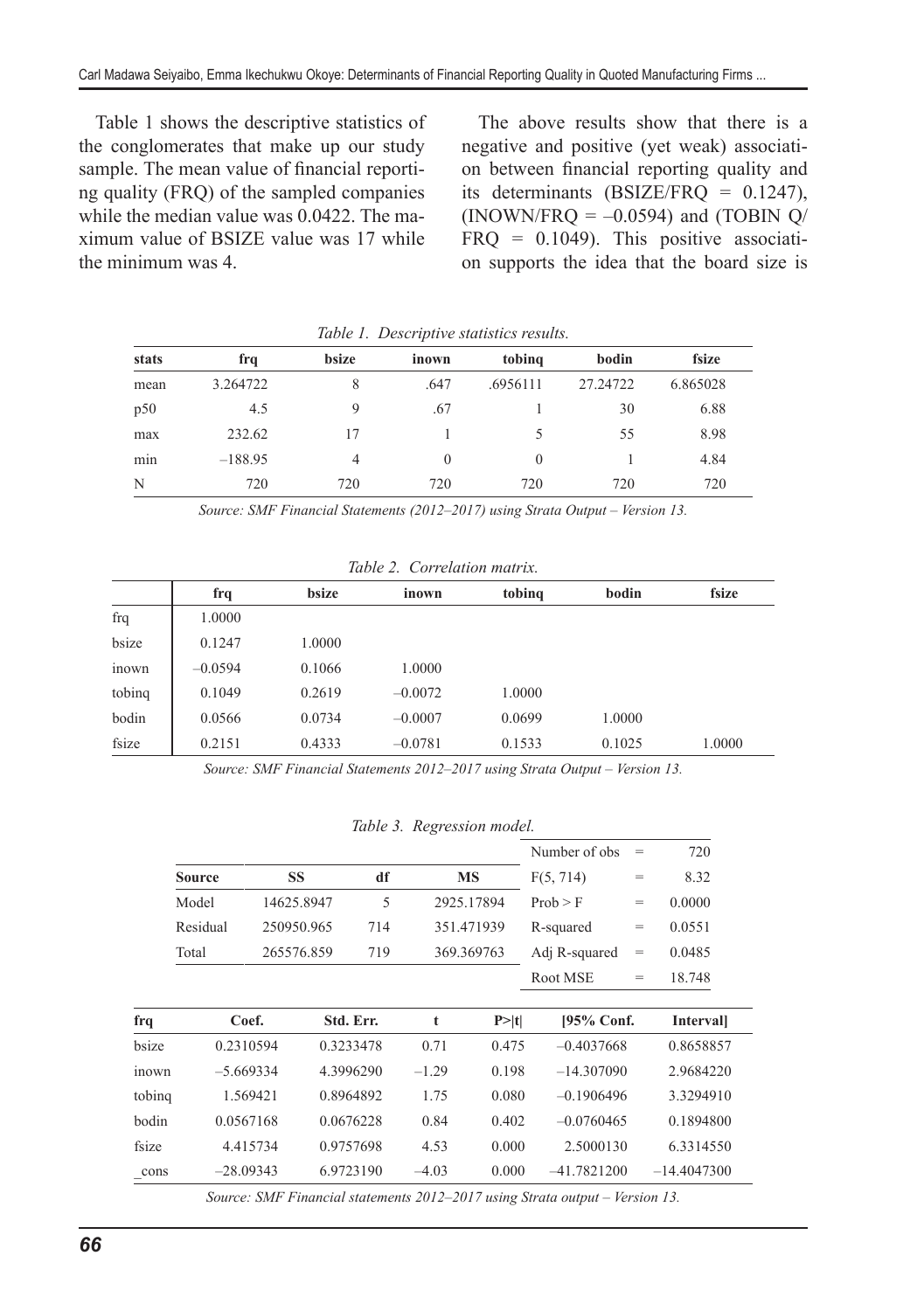Table 1 shows the descriptive statistics of the conglomerates that make up our study sample. The mean value of financial reporting quality (FRQ) of the sampled companies while the median value was 0.0422. The maximum value of BSIZE value was 17 while the minimum was 4.

The above results show that there is a negative and positive (yet weak) association between financial reporting quality and its determinants (BSIZE/FRQ = 0.1247), (INOWN/FRQ = –0.0594) and (TOBIN Q/FRQ = 0.1049). This positive association supports the idea that the board size is

*Table 1. Descriptive statistics results.*

| stats | frq | bsize | inown | tobinq | bodin | fsize |
|---|---|---|---|---|---|---|
| mean | 3.264722 | 8 | .647 | .6956111 | 27.24722 | 6.865028 |
| p50 | 4.5 | 9 | .67 | 1 | 30 | 6.88 |
| max | 232.62 | 17 | 1 | 5 | 55 | 8.98 |
| min | –188.95 | 4 | 0 | 0 | 1 | 4.84 |
| N | 720 | 720 | 720 | 720 | 720 | 720 |

*Source: SMF Financial Statements (2012–2017) using Strata Output – Version 13.*

*Table 2. Correlation matrix.*

| | frq | bsize | inown | tobinq | bodin | fsize |
|---|---|---|---|---|---|---|
| frq | 1.0000 | | | | | |
| bsize | 0.1247 | 1.0000 | | | | |
| inown | –0.0594 | 0.1066 | 1.0000 | | | |
| tobinq | 0.1049 | 0.2619 | –0.0072 | 1.0000 | | |
| bodin | 0.0566 | 0.0734 | –0.0007 | 0.0699 | 1.0000 | |
| fsize | 0.2151 | 0.4333 | –0.0781 | 0.1533 | 0.1025 | 1.0000 |

*Source: SMF Financial Statements 2012–2017 using Strata Output – Version 13.*

*Table 3. Regression model.*

| Source | SS | df | MS | | | |
|---|---|---|---|---|---|---|
| | | | | Number of obs | = | 720 |
| | | | | F(5, 714) | = | 8.32 |
| Model | 14625.8947 | 5 | 2925.17894 | Prob > F | = | 0.0000 |
| Residual | 250950.965 | 714 | 351.471939 | R-squared | = | 0.0551 |
| Total | 265576.859 | 719 | 369.369763 | Adj R-squared | = | 0.0485 |
| | | | | Root MSE | = | 18.748 |

| frq | Coef. | Std. Err. | t | P>\|t\| | [95% Conf. | Interval] |
|---|---|---|---|---|---|---|
| bsize | 0.2310594 | 0.3233478 | 0.71 | 0.475 | –0.4037668 | 0.8658857 |
| inown | –5.669334 | 4.3996290 | –1.29 | 0.198 | –14.307090 | 2.9684220 |
| tobinq | 1.569421 | 0.8964892 | 1.75 | 0.080 | –0.1906496 | 3.3294910 |
| bodin | 0.0567168 | 0.0676228 | 0.84 | 0.402 | –0.0760465 | 0.1894800 |
| fsize | 4.415734 | 0.9757698 | 4.53 | 0.000 | 2.5000130 | 6.3314550 |
| _cons | –28.09343 | 6.9723190 | –4.03 | 0.000 | –41.7821200 | –14.4047300 |

*Source: SMF Financial statements 2012–2017 using Strata output – Version 13.*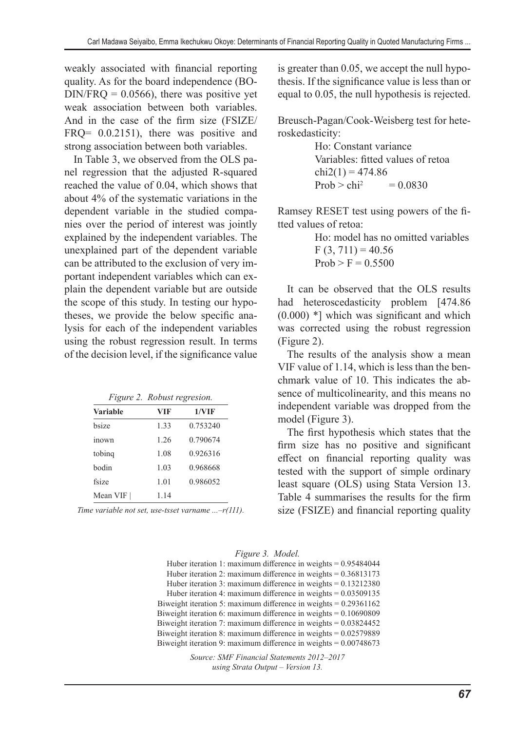weakly associated with financial reporting quality. As for the board independence (BODIN/FRQ = 0.0566), there was positive yet weak association between both variables. And in the case of the firm size (FSIZE/FRQ= 0.0.2151), there was positive and strong association between both variables.

In Table 3, we observed from the OLS panel regression that the adjusted R-squared reached the value of 0.04, which shows that about 4% of the systematic variations in the dependent variable in the studied companies over the period of interest was jointly explained by the independent variables. The unexplained part of the dependent variable can be attributed to the exclusion of very important independent variables which can explain the dependent variable but are outside the scope of this study. In testing our hypotheses, we provide the below specific analysis for each of the independent variables using the robust regression result. In terms of the decision level, if the significance value is greater than 0.05, we accept the null hypothesis. If the significance value is less than or equal to 0.05, the null hypothesis is rejected.

*Figure 2. Robust regresion.*

| Variable | VIF | 1/VIF |
|---|---|---|
| bsize | 1.33 | 0.753240 |
| inown | 1.26 | 0.790674 |
| tobinq | 1.08 | 0.926316 |
| bodin | 1.03 | 0.968668 |
| fsize | 1.01 | 0.986052 |
| Mean VIF \| | 1.14 | |

*Time variable not set, use-tsset varname ...–r(111).*

Breusch-Pagan/Cook-Weisberg test for heteroskedasticity:

Ho: Constant variance
Variables: fitted values of retoa
chi2(1) = 474.86
Prob > $chi^2$ = 0.0830

Ramsey RESET test using powers of the fitted values of retoa:

Ho: model has no omitted variables
F (3, 711) = 40.56
Prob > F = 0.5500

It can be observed that the OLS results had heteroscedasticity problem [474.86 (0.000) *] which was significant and which was corrected using the robust regression (Figure 2).

The results of the analysis show a mean VIF value of 1.14, which is less than the benchmark value of 10. This indicates the absence of multicolinearity, and this means no independent variable was dropped from the model (Figure 3).

The first hypothesis which states that the firm size has no positive and significant effect on financial reporting quality was tested with the support of simple ordinary least square (OLS) using Stata Version 13. Table 4 summarises the results for the firm size (FSIZE) and financial reporting quality

*Figure 3. Model.*

```
Huber iteration 1: maximum difference in weights = 0.95484044
Huber iteration 2: maximum difference in weights = 0.36813173
Huber iteration 3: maximum difference in weights = 0.13212380
Huber iteration 4: maximum difference in weights = 0.03509135
Biweight iteration 5: maximum difference in weights = 0.29361162
Biweight iteration 6: maximum difference in weights = 0.10690809
Biweight iteration 7: maximum difference in weights = 0.03824452
Biweight iteration 8: maximum difference in weights = 0.02579889
Biweight iteration 9: maximum difference in weights = 0.00748673
```

*Source: SMF Financial Statements 2012–2017 using Strata Output – Version 13.*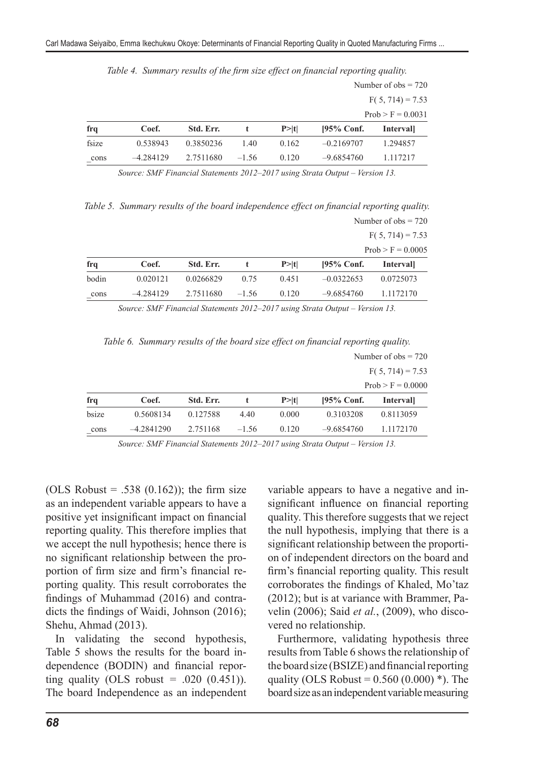*Table 4. Summary results of the firm size effect on financial reporting quality.*

Number of obs = 720

F( 5, 714) = 7.53

Prob > F = 0.0031

| frq | Coef. | Std. Err. | t | P>\|t\| | [95% Conf. | Interval] |
|---|---|---|---|---|---|---|
| fsize | 0.538943 | 0.3850236 | 1.40 | 0.162 | –0.2169707 | 1.294857 |
| _cons | –4.284129 | 2.7511680 | –1.56 | 0.120 | –9.6854760 | 1.117217 |

*Source: SMF Financial Statements 2012–2017 using Strata Output – Version 13.*

*Table 5. Summary results of the board independence effect on financial reporting quality.*

Number of obs = 720

F( 5, 714) = 7.53

Prob > F = 0.0005

| frq | Coef. | Std. Err. | t | P>\|t\| | [95% Conf. | Interval] |
|---|---|---|---|---|---|---|
| bodin | 0.020121 | 0.0266829 | 0.75 | 0.451 | –0.0322653 | 0.0725073 |
| _cons | –4.284129 | 2.7511680 | –1.56 | 0.120 | –9.6854760 | 1.1172170 |

*Source: SMF Financial Statements 2012–2017 using Strata Output – Version 13.*

*Table 6. Summary results of the board size effect on financial reporting quality.*

Number of obs = 720

F( 5, 714) = 7.53

Prob > F = 0.0000

| frq | Coef. | Std. Err. | t | P>\|t\| | [95% Conf. | Interval] |
|---|---|---|---|---|---|---|
| bsize | 0.5608134 | 0.127588 | 4.40 | 0.000 | 0.3103208 | 0.8113059 |
| _cons | –4.2841290 | 2.751168 | –1.56 | 0.120 | –9.6854760 | 1.1172170 |

*Source: SMF Financial Statements 2012–2017 using Strata Output – Version 13.*

(OLS Robust = .538 (0.162)); the firm size as an independent variable appears to have a positive yet insignificant impact on financial reporting quality. This therefore implies that we accept the null hypothesis; hence there is no significant relationship between the proportion of firm size and firm's financial reporting quality. This result corroborates the findings of Muhammad (2016) and contradicts the findings of Waidi, Johnson (2016); Shehu, Ahmad (2013).

In validating the second hypothesis, Table 5 shows the results for the board independence (BODIN) and financial reporting quality (OLS robust = .020 (0.451)). The board Independence as an independent variable appears to have a negative and insignificant influence on financial reporting quality. This therefore suggests that we reject the null hypothesis, implying that there is a significant relationship between the proportion of independent directors on the board and firm's financial reporting quality. This result corroborates the findings of Khaled, Mo'taz (2012); but is at variance with Brammer, Pavelin (2006); Said *et al.*, (2009), who discovered no relationship.

Furthermore, validating hypothesis three results from Table 6 shows the relationship of the board size (BSIZE) and financial reporting quality (OLS Robust = 0.560 (0.000) *). The board size as an independent variable measuring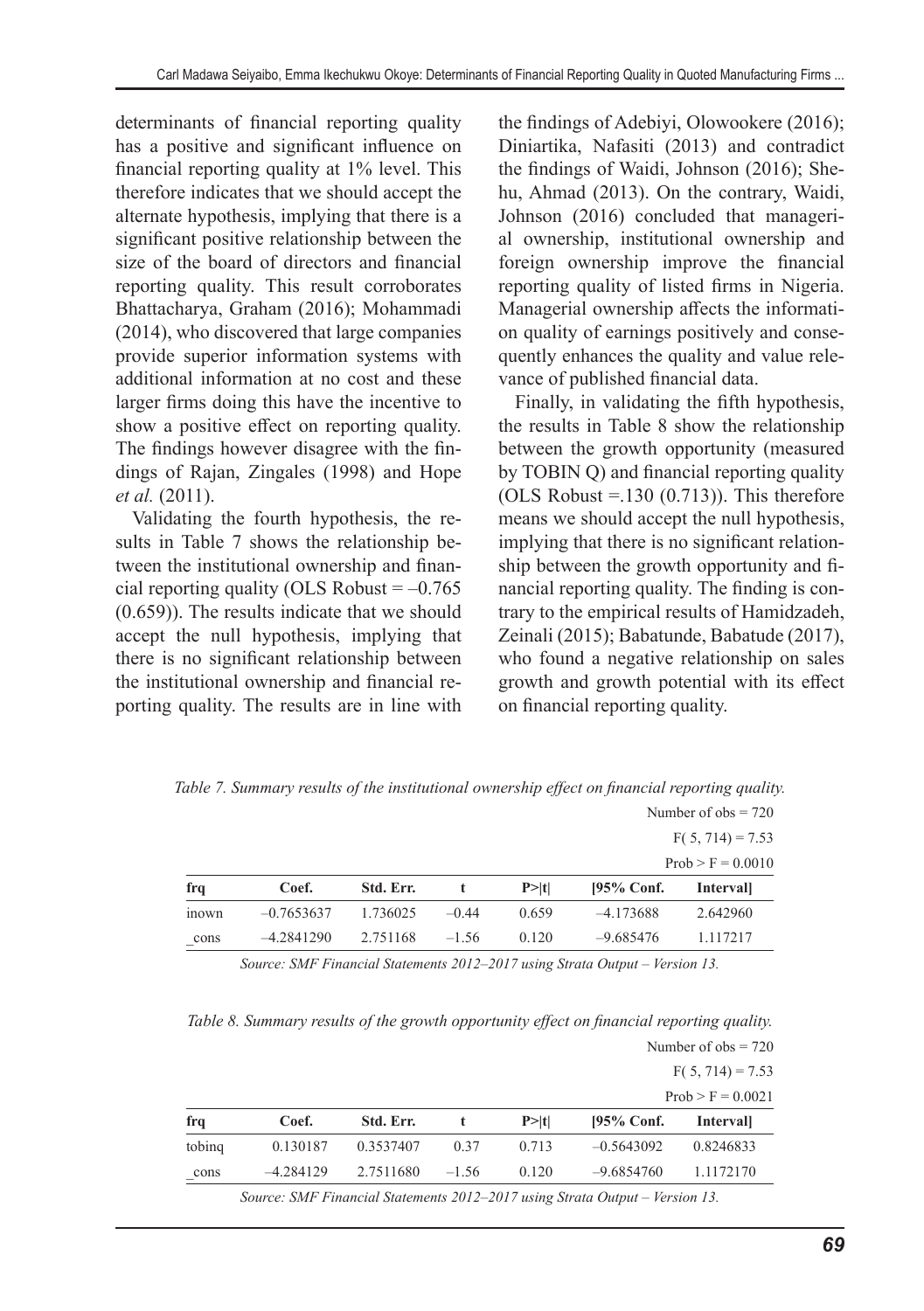determinants of financial reporting quality has a positive and significant influence on financial reporting quality at 1% level. This therefore indicates that we should accept the alternate hypothesis, implying that there is a significant positive relationship between the size of the board of directors and financial reporting quality. This result corroborates Bhattacharya, Graham (2016); Mohammadi (2014), who discovered that large companies provide superior information systems with additional information at no cost and these larger firms doing this have the incentive to show a positive effect on reporting quality. The findings however disagree with the findings of Rajan, Zingales (1998) and Hope *et al.* (2011).

Validating the fourth hypothesis, the results in Table 7 shows the relationship between the institutional ownership and financial reporting quality (OLS Robust = –0.765 (0.659)). The results indicate that we should accept the null hypothesis, implying that there is no significant relationship between the institutional ownership and financial reporting quality. The results are in line with the findings of Adebiyi, Olowookere (2016); Diniartika, Nafasiti (2013) and contradict the findings of Waidi, Johnson (2016); Shehu, Ahmad (2013). On the contrary, Waidi, Johnson (2016) concluded that managerial ownership, institutional ownership and foreign ownership improve the financial reporting quality of listed firms in Nigeria. Managerial ownership affects the information quality of earnings positively and consequently enhances the quality and value relevance of published financial data.

Finally, in validating the fifth hypothesis, the results in Table 8 show the relationship between the growth opportunity (measured by TOBIN Q) and financial reporting quality (OLS Robust =.130 (0.713)). This therefore means we should accept the null hypothesis, implying that there is no significant relationship between the growth opportunity and financial reporting quality. The finding is contrary to the empirical results of Hamidzadeh, Zeinali (2015); Babatunde, Babatude (2017), who found a negative relationship on sales growth and growth potential with its effect on financial reporting quality.

*Table 7. Summary results of the institutional ownership effect on financial reporting quality.*

Number of obs = 720
F( 5, 714) = 7.53
Prob > F = 0.0010

| frq | Coef. | Std. Err. | t | P>\|t\| | [95% Conf. | Interval] |
|---|---|---|---|---|---|---|
| inown | –0.7653637 | 1.736025 | –0.44 | 0.659 | –4.173688 | 2.642960 |
| _cons | –4.2841290 | 2.751168 | –1.56 | 0.120 | –9.685476 | 1.117217 |

*Source: SMF Financial Statements 2012–2017 using Strata Output – Version 13.*

*Table 8. Summary results of the growth opportunity effect on financial reporting quality.*

Number of obs = 720
F( 5, 714) = 7.53
Prob > F = 0.0021

| frq | Coef. | Std. Err. | t | P>\|t\| | [95% Conf. | Interval] |
|---|---|---|---|---|---|---|
| tobinq | 0.130187 | 0.3537407 | 0.37 | 0.713 | –0.5643092 | 0.8246833 |
| _cons | –4.284129 | 2.7511680 | –1.56 | 0.120 | –9.6854760 | 1.1172170 |

*Source: SMF Financial Statements 2012–2017 using Strata Output – Version 13.*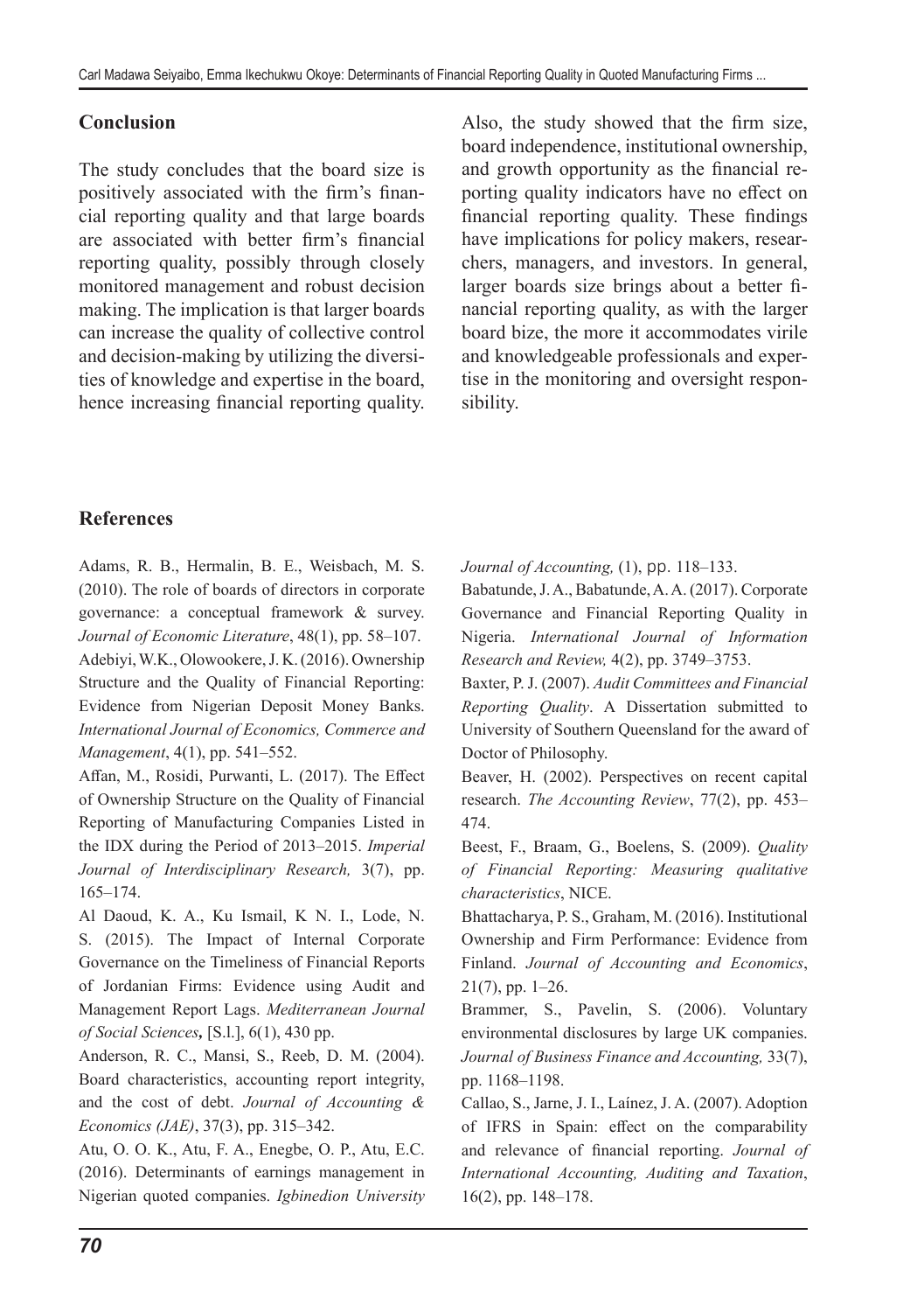## Conclusion

The study concludes that the board size is positively associated with the firm's financial reporting quality and that large boards are associated with better firm's financial reporting quality, possibly through closely monitored management and robust decision making. The implication is that larger boards can increase the quality of collective control and decision-making by utilizing the diversities of knowledge and expertise in the board, hence increasing financial reporting quality. Also, the study showed that the firm size, board independence, institutional ownership, and growth opportunity as the financial reporting quality indicators have no effect on financial reporting quality. These findings have implications for policy makers, researchers, managers, and investors. In general, larger boards size brings about a better financial reporting quality, as with the larger board bize, the more it accommodates virile and knowledgeable professionals and expertise in the monitoring and oversight responsibility.

## References

Adams, R. B., Hermalin, B. E., Weisbach, M. S. (2010). The role of boards of directors in corporate governance: a conceptual framework & survey. *Journal of Economic Literature*, 48(1), pp. 58–107.

Adebiyi, W.K., Olowookere, J. K. (2016). Ownership Structure and the Quality of Financial Reporting: Evidence from Nigerian Deposit Money Banks. *International Journal of Economics, Commerce and Management*, 4(1), pp. 541–552.

Affan, M., Rosidi, Purwanti, L. (2017). The Effect of Ownership Structure on the Quality of Financial Reporting of Manufacturing Companies Listed in the IDX during the Period of 2013–2015. *Imperial Journal of Interdisciplinary Research,* 3(7), pp. 165–174.

Al Daoud, K. A., Ku Ismail, K N. I., Lode, N. S. (2015). The Impact of Internal Corporate Governance on the Timeliness of Financial Reports of Jordanian Firms: Evidence using Audit and Management Report Lags. *Mediterranean Journal of Social Sciences***,** [S.l.], 6(1), 430 pp.

Anderson, R. C., Mansi, S., Reeb, D. M. (2004). Board characteristics, accounting report integrity, and the cost of debt. *Journal of Accounting & Economics (JAE)*, 37(3), pp. 315–342.

Atu, O. O. K., Atu, F. A., Enegbe, O. P., Atu, E.C. (2016). Determinants of earnings management in Nigerian quoted companies. *Igbinedion University Journal of Accounting,* (1), pp. 118–133.

Babatunde, J. A., Babatunde, A. A. (2017). Corporate Governance and Financial Reporting Quality in Nigeria. *International Journal of Information Research and Review,* 4(2), pp. 3749–3753.

Baxter, P. J. (2007). *Audit Committees and Financial Reporting Quality*. A Dissertation submitted to University of Southern Queensland for the award of Doctor of Philosophy.

Beaver, H. (2002). Perspectives on recent capital research. *The Accounting Review*, 77(2), pp. 453–474.

Beest, F., Braam, G., Boelens, S. (2009). *Quality of Financial Reporting: Measuring qualitative characteristics*, NICE.

Bhattacharya, P. S., Graham, M. (2016). Institutional Ownership and Firm Performance: Evidence from Finland. *Journal of Accounting and Economics*, 21(7), pp. 1–26.

Brammer, S., Pavelin, S. (2006). Voluntary environmental disclosures by large UK companies. *Journal of Business Finance and Accounting,* 33(7), pp. 1168–1198.

Callao, S., Jarne, J. I., Laínez, J. A. (2007). Adoption of IFRS in Spain: effect on the comparability and relevance of financial reporting. *Journal of International Accounting, Auditing and Taxation*, 16(2), pp. 148–178.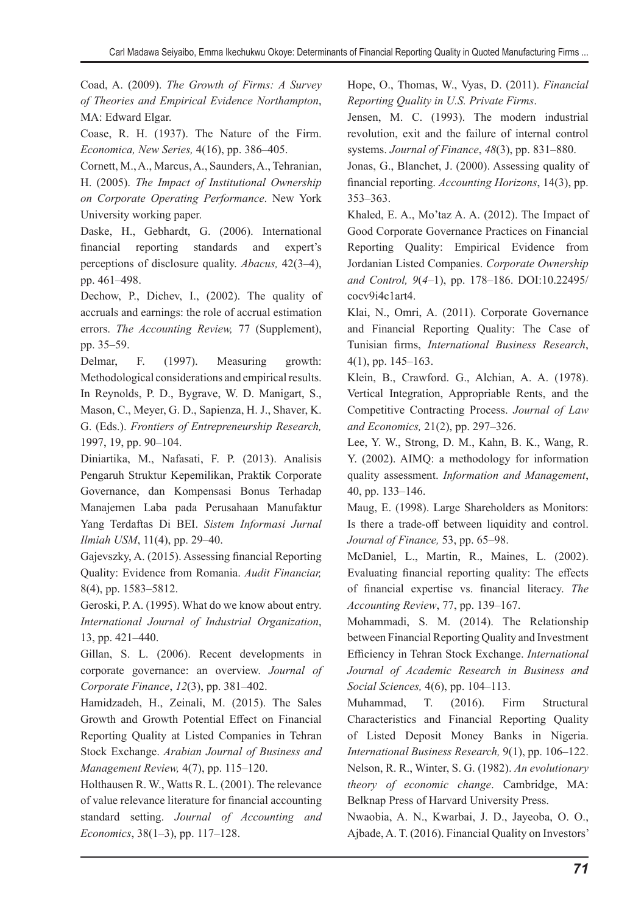Coad, A. (2009). *The Growth of Firms: A Survey of Theories and Empirical Evidence Northampton*, MA: Edward Elgar.

Coase, R. H. (1937). The Nature of the Firm. *Economica, New Series,* 4(16), pp. 386–405.

Cornett, M., A., Marcus, A., Saunders, A., Tehranian, H. (2005). *The Impact of Institutional Ownership on Corporate Operating Performance*. New York University working paper.

Daske, H., Gebhardt, G. (2006). International financial reporting standards and expert's perceptions of disclosure quality. *Abacus,* 42(3–4), pp. 461–498.

Dechow, P., Dichev, I., (2002). The quality of accruals and earnings: the role of accrual estimation errors. *The Accounting Review,* 77 (Supplement), pp. 35–59.

Delmar, F. (1997). Measuring growth: Methodological considerations and empirical results. In Reynolds, P. D., Bygrave, W. D. Manigart, S., Mason, C., Meyer, G. D., Sapienza, H. J., Shaver, K. G. (Eds.). *Frontiers of Entrepreneurship Research,* 1997, 19, pp. 90–104.

Diniartika, M., Nafasati, F. P. (2013). Analisis Pengaruh Struktur Kepemilikan, Praktik Corporate Governance, dan Kompensasi Bonus Terhadap Manajemen Laba pada Perusahaan Manufaktur Yang Terdaftas Di BEI. *Sistem Informasi Jurnal Ilmiah USM*, 11(4), pp. 29–40.

Gajevszky, A. (2015). Assessing financial Reporting Quality: Evidence from Romania. *Audit Financiar,* 8(4), pp. 1583–5812.

Geroski, P. A. (1995). What do we know about entry. *International Journal of Industrial Organization*, 13, pp. 421–440.

Gillan, S. L. (2006). Recent developments in corporate governance: an overview. *Journal of Corporate Finance*, *12*(3), pp. 381–402.

Hamidzadeh, H., Zeinali, M. (2015). The Sales Growth and Growth Potential Effect on Financial Reporting Quality at Listed Companies in Tehran Stock Exchange. *Arabian Journal of Business and Management Review,* 4(7), pp. 115–120.

Holthausen R. W., Watts R. L. (2001). The relevance of value relevance literature for financial accounting standard setting. *Journal of Accounting and Economics*, 38(1–3), pp. 117–128.

Hope, O., Thomas, W., Vyas, D. (2011). *Financial Reporting Quality in U.S. Private Firms*.

Jensen, M. C. (1993). The modern industrial revolution, exit and the failure of internal control systems. *Journal of Finance*, *48*(3), pp. 831–880.

Jonas, G., Blanchet, J. (2000). Assessing quality of financial reporting. *Accounting Horizons*, 14(3), pp. 353–363.

Khaled, E. A., Mo'taz A. A. (2012). The Impact of Good Corporate Governance Practices on Financial Reporting Quality: Empirical Evidence from Jordanian Listed Companies. *Corporate Ownership and Control, 9*(*4*–1), pp. 178–186. DOI:10.22495/cocv9i4c1art4.

Klai, N., Omri, A. (2011). Corporate Governance and Financial Reporting Quality: The Case of Tunisian firms, *International Business Research*, 4(1), pp. 145–163.

Klein, B., Crawford. G., Alchian, A. A. (1978). Vertical Integration, Appropriable Rents, and the Competitive Contracting Process. *Journal of Law and Economics,* 21(2), pp. 297–326.

Lee, Y. W., Strong, D. M., Kahn, B. K., Wang, R. Y. (2002). AIMQ: a methodology for information quality assessment. *Information and Management*, 40, pp. 133–146.

Maug, E. (1998). Large Shareholders as Monitors: Is there a trade-off between liquidity and control. *Journal of Finance,* 53, pp. 65–98.

McDaniel, L., Martin, R., Maines, L. (2002). Evaluating financial reporting quality: The effects of financial expertise vs. financial literacy. *The Accounting Review*, 77, pp. 139–167.

Mohammadi, S. M. (2014). The Relationship between Financial Reporting Quality and Investment Efficiency in Tehran Stock Exchange. *International Journal of Academic Research in Business and Social Sciences,* 4(6), pp. 104–113.

Muhammad, T. (2016). Firm Structural Characteristics and Financial Reporting Quality of Listed Deposit Money Banks in Nigeria. *International Business Research,* 9(1), pp. 106–122.

Nelson, R. R., Winter, S. G. (1982). *An evolutionary theory of economic change*. Cambridge, MA: Belknap Press of Harvard University Press.

Nwaobia, A. N., Kwarbai, J. D., Jayeoba, O. O., Ajbade, A. T. (2016). Financial Quality on Investors'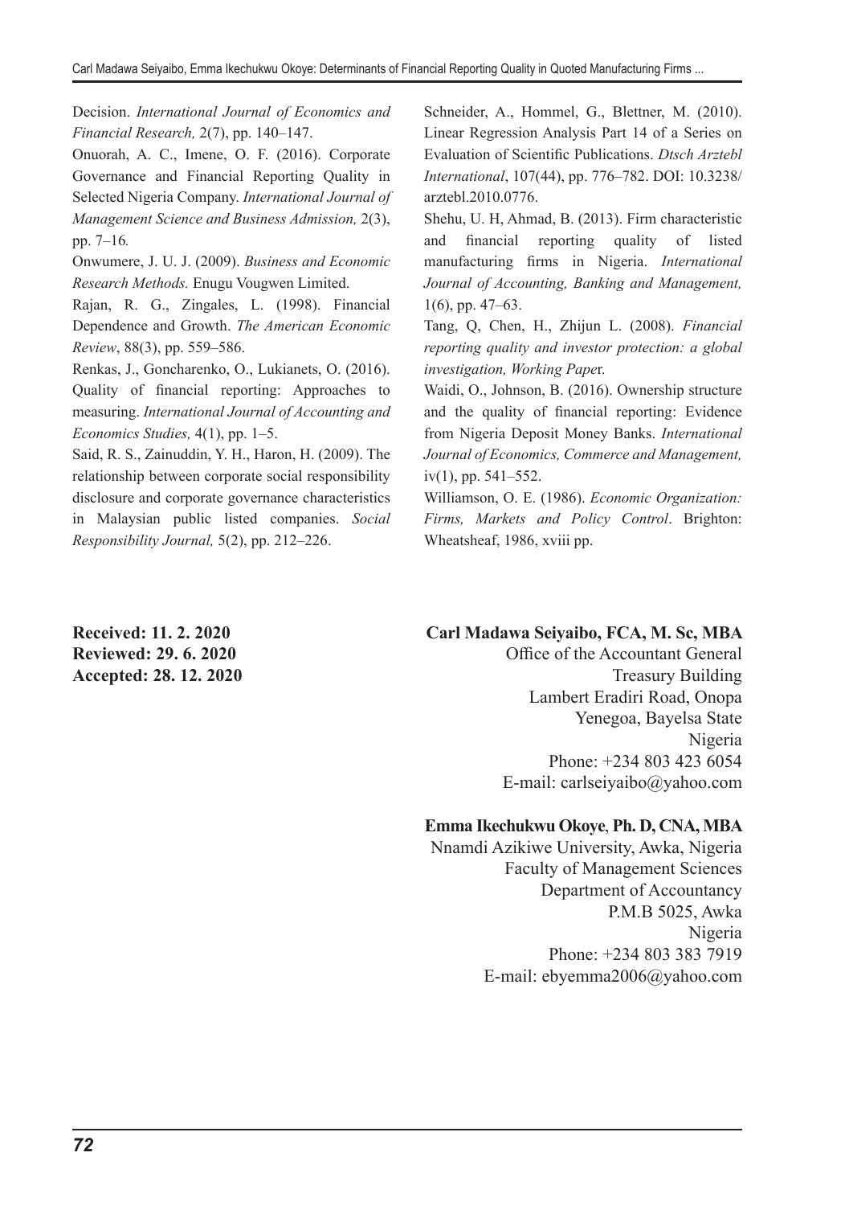Decision. *International Journal of Economics and Financial Research,* 2(7), pp. 140–147.

Onuorah, A. C., Imene, O. F. (2016). Corporate Governance and Financial Reporting Quality in Selected Nigeria Company. *International Journal of Management Science and Business Admission,* 2(3), pp. 7–16*.*

Onwumere, J. U. J. (2009). *Business and Economic Research Methods.* Enugu Vougwen Limited.

Rajan, R. G., Zingales, L. (1998). Financial Dependence and Growth. *The American Economic Review*, 88(3), pp. 559–586.

Renkas, J., Goncharenko, O., Lukianets, O. (2016). Quality of financial reporting: Approaches to measuring. *International Journal of Accounting and Economics Studies,* 4(1), pp. 1–5.

Said, R. S., Zainuddin, Y. H., Haron, H. (2009). The relationship between corporate social responsibility disclosure and corporate governance characteristics in Malaysian public listed companies. *Social Responsibility Journal,* 5(2), pp. 212–226.

Schneider, A., Hommel, G., Blettner, M. (2010). Linear Regression Analysis Part 14 of a Series on Evaluation of Scientific Publications. *Dtsch Arztebl International*, 107(44), pp. 776–782. DOI: 10.3238/arztebl.2010.0776.

Shehu, U. H, Ahmad, B. (2013). Firm characteristic and financial reporting quality of listed manufacturing firms in Nigeria. *International Journal of Accounting, Banking and Management,* 1(6), pp. 47–63.

Tang, Q, Chen, H., Zhijun L. (2008). *Financial reporting quality and investor protection: a global investigation, Working Pape*r.

Waidi, O., Johnson, B. (2016). Ownership structure and the quality of financial reporting: Evidence from Nigeria Deposit Money Banks. *International Journal of Economics, Commerce and Management,* iv(1), pp. 541–552.

Williamson, O. E. (1986). *Economic Organization: Firms, Markets and Policy Control*. Brighton: Wheatsheaf, 1986, xviii pp.

**Received: 11. 2. 2020**
**Reviewed: 29. 6. 2020**
**Accepted: 28. 12. 2020**

**Carl Madawa Seiyaibo, FCA, M. Sc, MBA**
Office of the Accountant General
Treasury Building
Lambert Eradiri Road, Onopa
Yenegoa, Bayelsa State
Nigeria
Phone: +234 803 423 6054
E-mail: carlseiyaibo@yahoo.com

**Emma Ikechukwu Okoye**, **Ph. D, CNA, MBA**
Nnamdi Azikiwe University, Awka, Nigeria
Faculty of Management Sciences
Department of Accountancy
P.M.B 5025, Awka
Nigeria
Phone: +234 803 383 7919
E-mail: ebyemma2006@yahoo.com